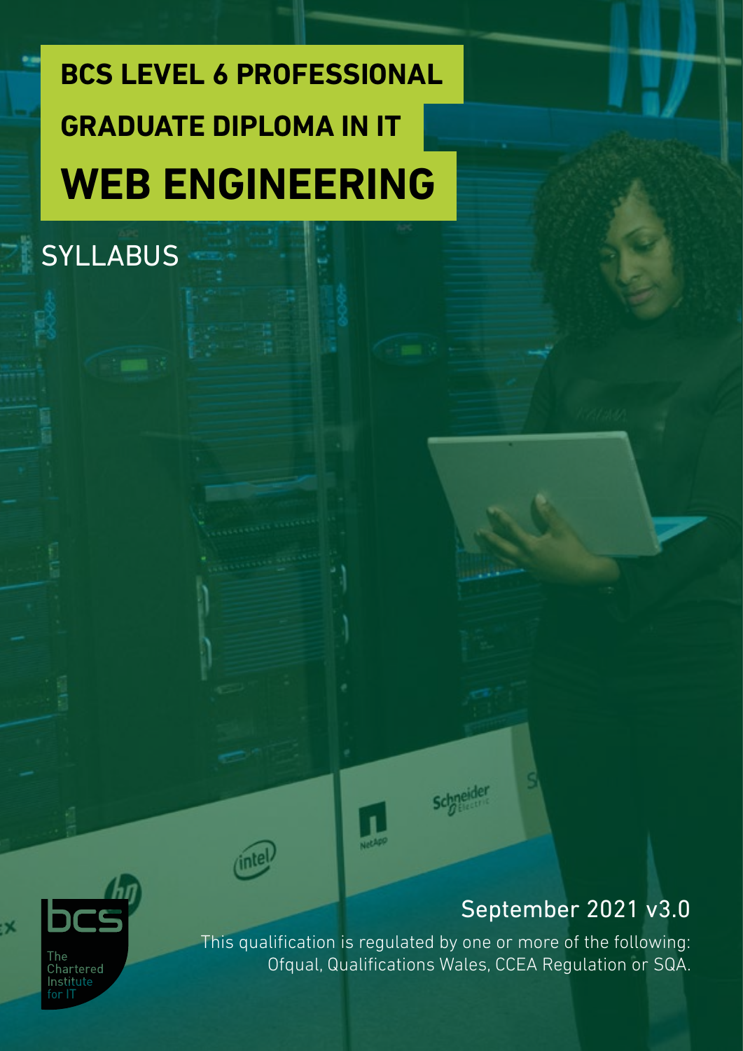# BCS LEVEL 6 PROFESSIONAL GRADUATE DIPLOMA IN IT

# WEB ENGINEERING

## SYLLABUS

September 2021 v3.0

This qualification is regulated by one or more of the following: Ofqual, Qualifications Wales, CCEA Regulation or SQA.

bcs The Chartered Institute for IT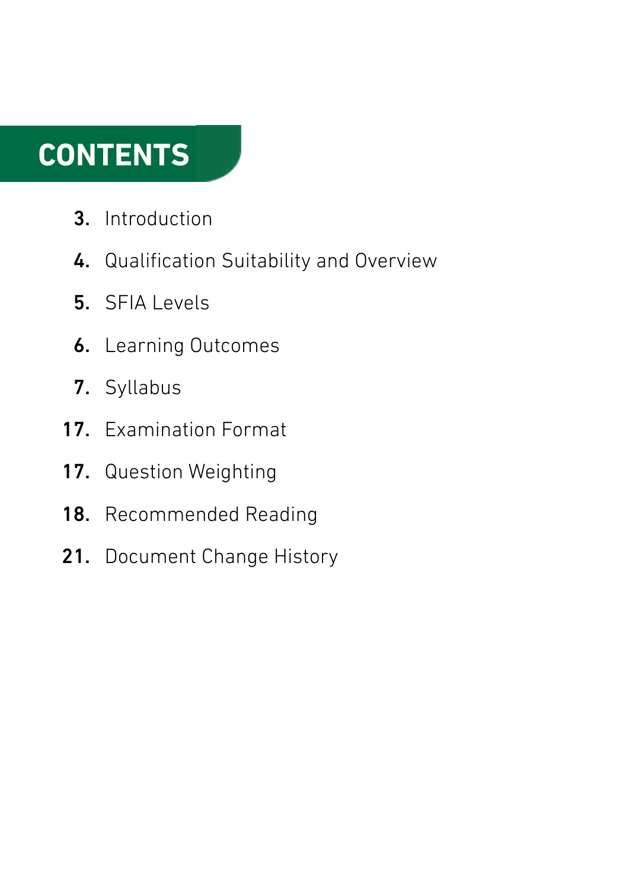# CONTENTS

3. Introduction
4. Qualification Suitability and Overview
5. SFIA Levels
6. Learning Outcomes
7. Syllabus
17. Examination Format
17. Question Weighting
18. Recommended Reading
21. Document Change History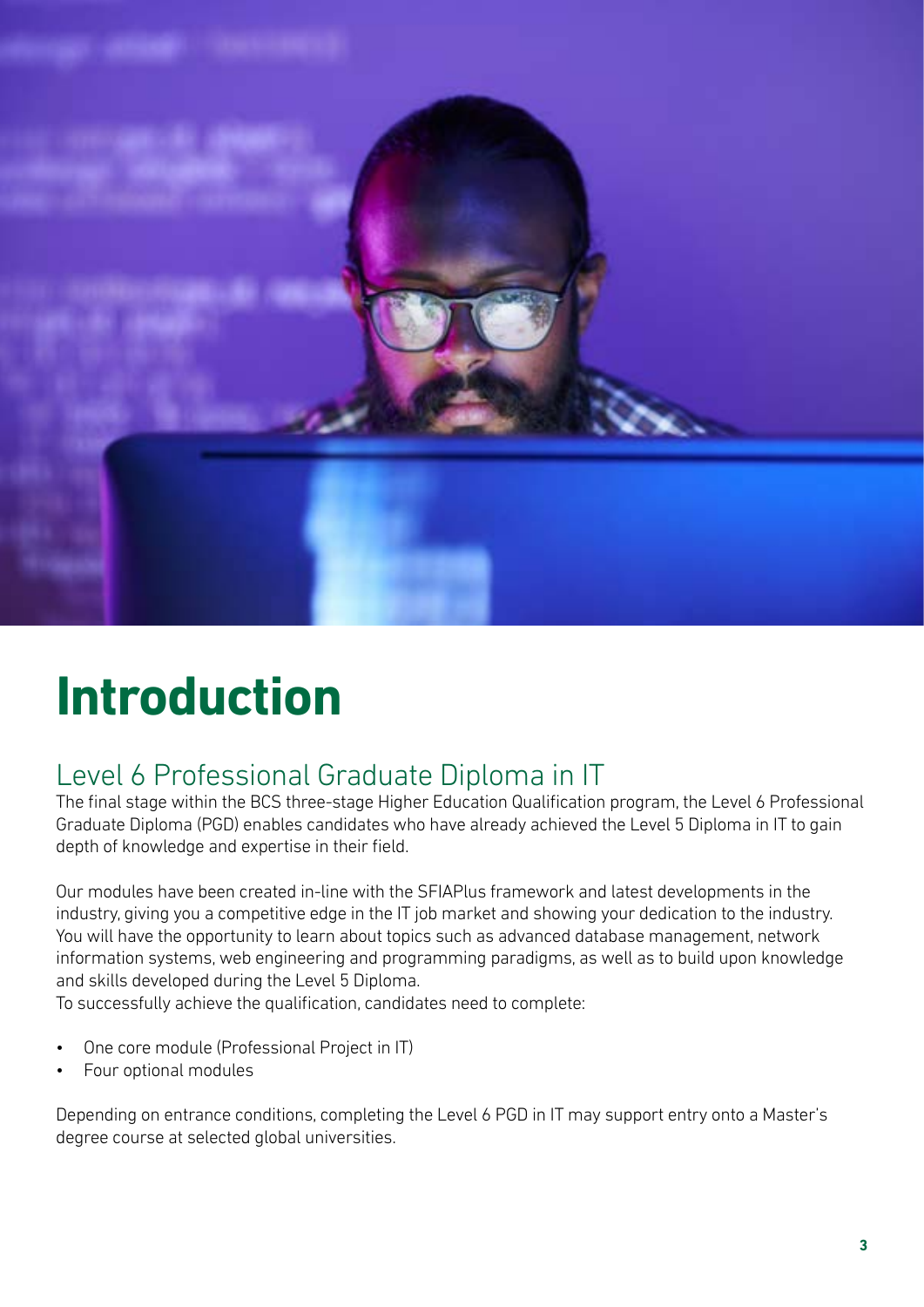# Introduction

## Level 6 Professional Graduate Diploma in IT

The final stage within the BCS three-stage Higher Education Qualification program, the Level 6 Professional Graduate Diploma (PGD) enables candidates who have already achieved the Level 5 Diploma in IT to gain depth of knowledge and expertise in their field.

Our modules have been created in-line with the SFIAPlus framework and latest developments in the industry, giving you a competitive edge in the IT job market and showing your dedication to the industry. You will have the opportunity to learn about topics such as advanced database management, network information systems, web engineering and programming paradigms, as well as to build upon knowledge and skills developed during the Level 5 Diploma.
To successfully achieve the qualification, candidates need to complete:

- One core module (Professional Project in IT)
- Four optional modules

Depending on entrance conditions, completing the Level 6 PGD in IT may support entry onto a Master's degree course at selected global universities.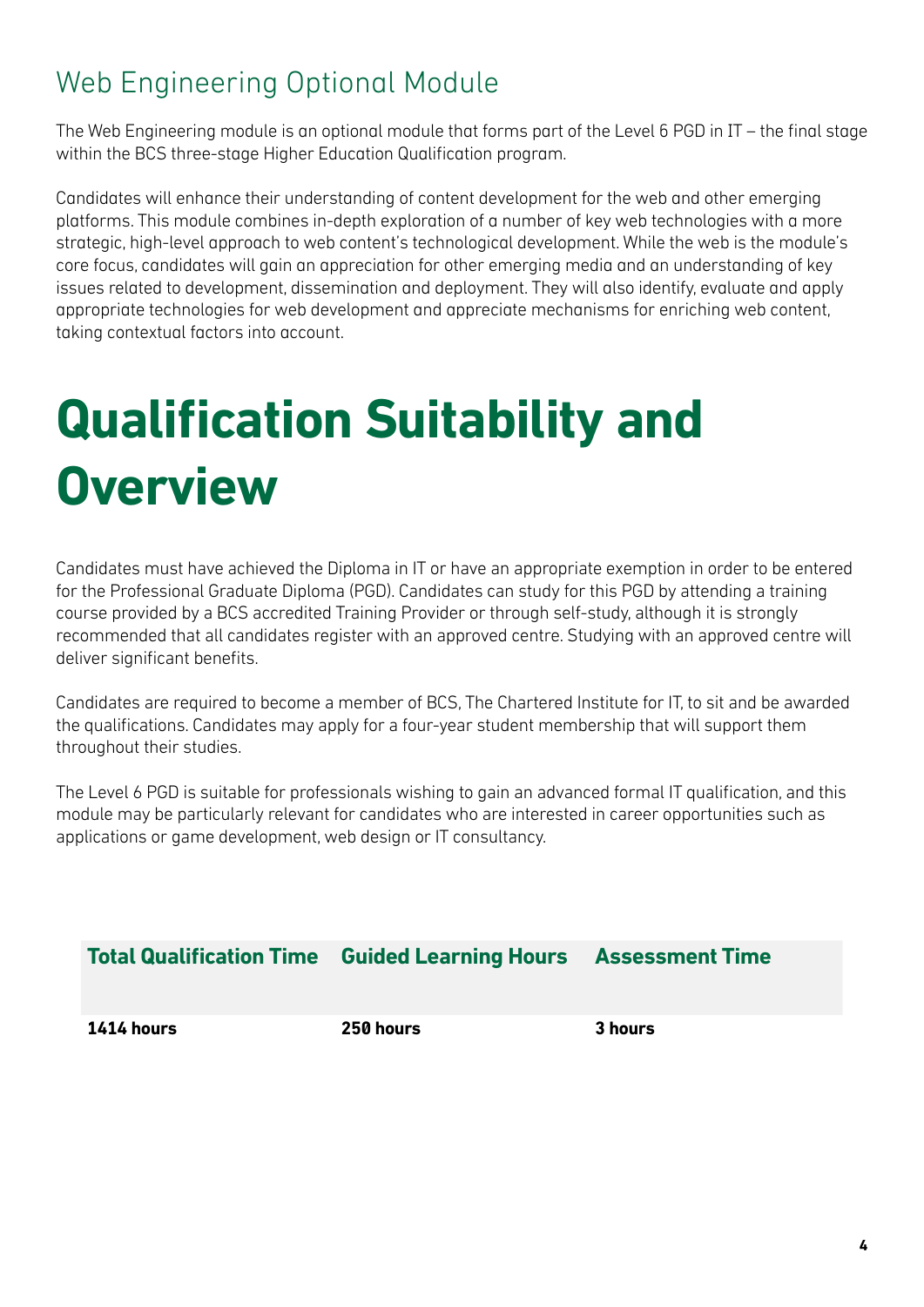## Web Engineering Optional Module

The Web Engineering module is an optional module that forms part of the Level 6 PGD in IT – the final stage within the BCS three-stage Higher Education Qualification program.

Candidates will enhance their understanding of content development for the web and other emerging platforms. This module combines in-depth exploration of a number of key web technologies with a more strategic, high-level approach to web content's technological development. While the web is the module's core focus, candidates will gain an appreciation for other emerging media and an understanding of key issues related to development, dissemination and deployment. They will also identify, evaluate and apply appropriate technologies for web development and appreciate mechanisms for enriching web content, taking contextual factors into account.

# Qualification Suitability and Overview

Candidates must have achieved the Diploma in IT or have an appropriate exemption in order to be entered for the Professional Graduate Diploma (PGD). Candidates can study for this PGD by attending a training course provided by a BCS accredited Training Provider or through self-study, although it is strongly recommended that all candidates register with an approved centre. Studying with an approved centre will deliver significant benefits.

Candidates are required to become a member of BCS, The Chartered Institute for IT, to sit and be awarded the qualifications. Candidates may apply for a four-year student membership that will support them throughout their studies.

The Level 6 PGD is suitable for professionals wishing to gain an advanced formal IT qualification, and this module may be particularly relevant for candidates who are interested in career opportunities such as applications or game development, web design or IT consultancy.

| Total Qualification Time | Guided Learning Hours | Assessment Time |
| --- | --- | --- |
| **1414 hours** | **250 hours** | **3 hours** |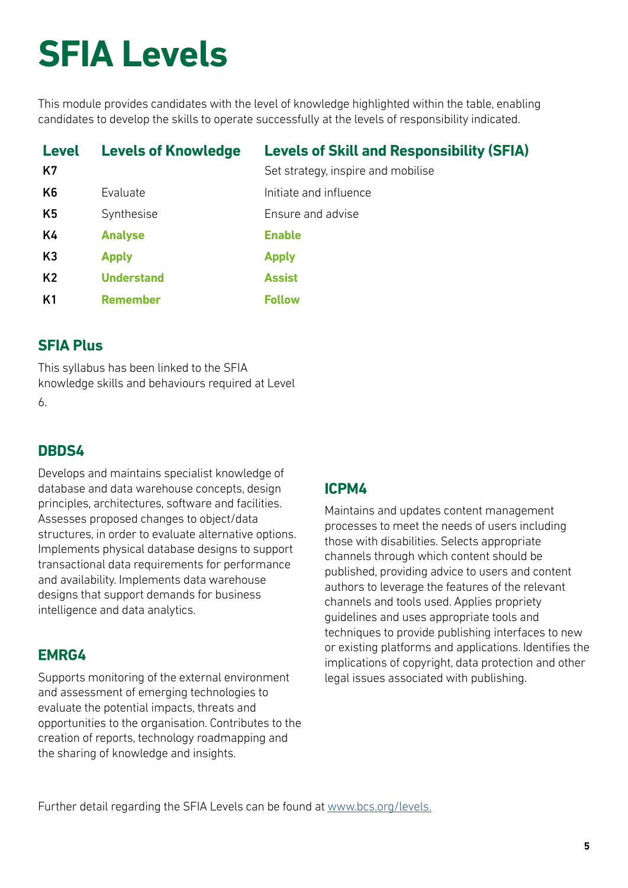# SFIA Levels

This module provides candidates with the level of knowledge highlighted within the table, enabling candidates to develop the skills to operate successfully at the levels of responsibility indicated.

| Level | Levels of Knowledge | Levels of Skill and Responsibility (SFIA) |
|---|---|---|
| K7 | | Set strategy, inspire and mobilise |
| K6 | Evaluate | Initiate and influence |
| K5 | Synthesise | Ensure and advise |
| K4 | **Analyse** | **Enable** |
| K3 | **Apply** | **Apply** |
| K2 | **Understand** | **Assist** |
| K1 | **Remember** | **Follow** |

## SFIA Plus

This syllabus has been linked to the SFIA knowledge skills and behaviours required at Level 6.

## DBDS4

Develops and maintains specialist knowledge of database and data warehouse concepts, design principles, architectures, software and facilities. Assesses proposed changes to object/data structures, in order to evaluate alternative options. Implements physical database designs to support transactional data requirements for performance and availability. Implements data warehouse designs that support demands for business intelligence and data analytics.

## EMRG4

Supports monitoring of the external environment and assessment of emerging technologies to evaluate the potential impacts, threats and opportunities to the organisation. Contributes to the creation of reports, technology roadmapping and the sharing of knowledge and insights.

## ICPM4

Maintains and updates content management processes to meet the needs of users including those with disabilities. Selects appropriate channels through which content should be published, providing advice to users and content authors to leverage the features of the relevant channels and tools used. Applies propriety guidelines and uses appropriate tools and techniques to provide publishing interfaces to new or existing platforms and applications. Identifies the implications of copyright, data protection and other legal issues associated with publishing.

Further detail regarding the SFIA Levels can be found at www.bcs.org/levels.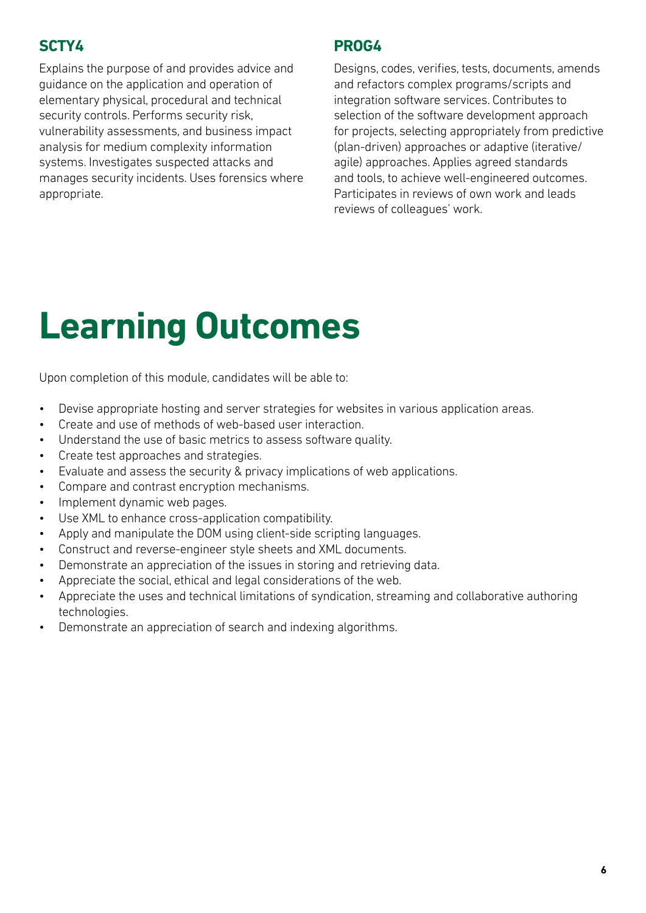### SCTY4

Explains the purpose of and provides advice and guidance on the application and operation of elementary physical, procedural and technical security controls. Performs security risk, vulnerability assessments, and business impact analysis for medium complexity information systems. Investigates suspected attacks and manages security incidents. Uses forensics where appropriate.

### PROG4

Designs, codes, verifies, tests, documents, amends and refactors complex programs/scripts and integration software services. Contributes to selection of the software development approach for projects, selecting appropriately from predictive (plan-driven) approaches or adaptive (iterative/agile) approaches. Applies agreed standards and tools, to achieve well-engineered outcomes. Participates in reviews of own work and leads reviews of colleagues' work.

# Learning Outcomes

Upon completion of this module, candidates will be able to:

- Devise appropriate hosting and server strategies for websites in various application areas.
- Create and use of methods of web-based user interaction.
- Understand the use of basic metrics to assess software quality.
- Create test approaches and strategies.
- Evaluate and assess the security & privacy implications of web applications.
- Compare and contrast encryption mechanisms.
- Implement dynamic web pages.
- Use XML to enhance cross-application compatibility.
- Apply and manipulate the DOM using client-side scripting languages.
- Construct and reverse-engineer style sheets and XML documents.
- Demonstrate an appreciation of the issues in storing and retrieving data.
- Appreciate the social, ethical and legal considerations of the web.
- Appreciate the uses and technical limitations of syndication, streaming and collaborative authoring technologies.
- Demonstrate an appreciation of search and indexing algorithms.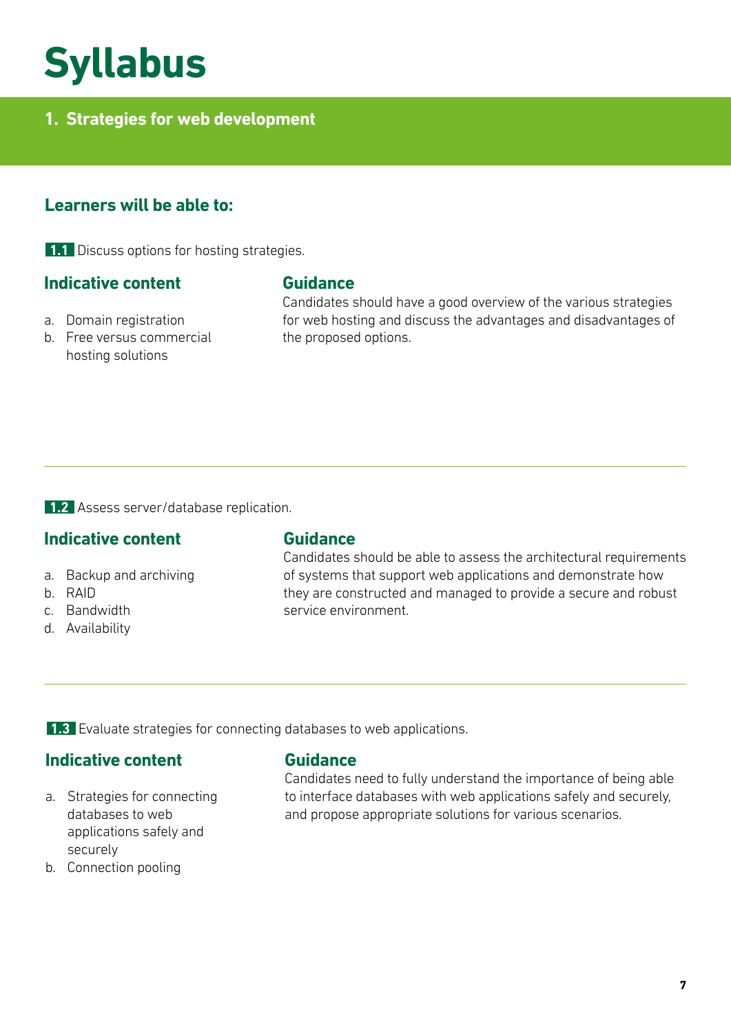# Syllabus

## 1. Strategies for web development

### Learners will be able to:

**1.1** Discuss options for hosting strategies.

#### Indicative content

a. Domain registration
b. Free versus commercial hosting solutions

#### Guidance

Candidates should have a good overview of the various strategies for web hosting and discuss the advantages and disadvantages of the proposed options.

---

**1.2** Assess server/database replication.

#### Indicative content

a. Backup and archiving
b. RAID
c. Bandwidth
d. Availability

#### Guidance

Candidates should be able to assess the architectural requirements of systems that support web applications and demonstrate how they are constructed and managed to provide a secure and robust service environment.

---

**1.3** Evaluate strategies for connecting databases to web applications.

#### Indicative content

a. Strategies for connecting databases to web applications safely and securely
b. Connection pooling

#### Guidance

Candidates need to fully understand the importance of being able to interface databases with web applications safely and securely, and propose appropriate solutions for various scenarios.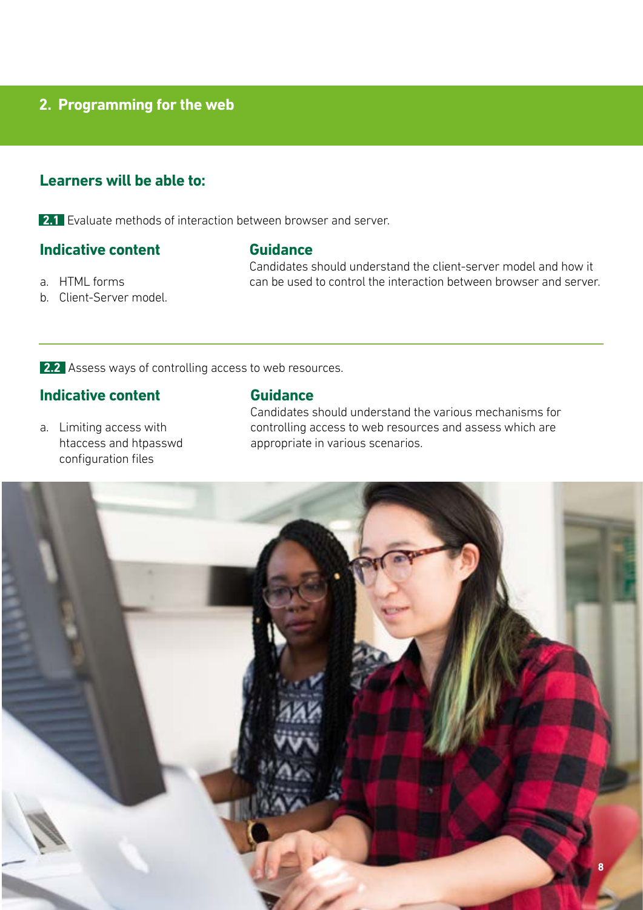## 2. Programming for the web

### Learners will be able to:

**2.1** Evaluate methods of interaction between browser and server.

#### Indicative content

a. HTML forms
b. Client-Server model.

#### Guidance

Candidates should understand the client-server model and how it can be used to control the interaction between browser and server.

---

**2.2** Assess ways of controlling access to web resources.

#### Indicative content

a. Limiting access with htaccess and htpasswd configuration files

#### Guidance

Candidates should understand the various mechanisms for controlling access to web resources and assess which are appropriate in various scenarios.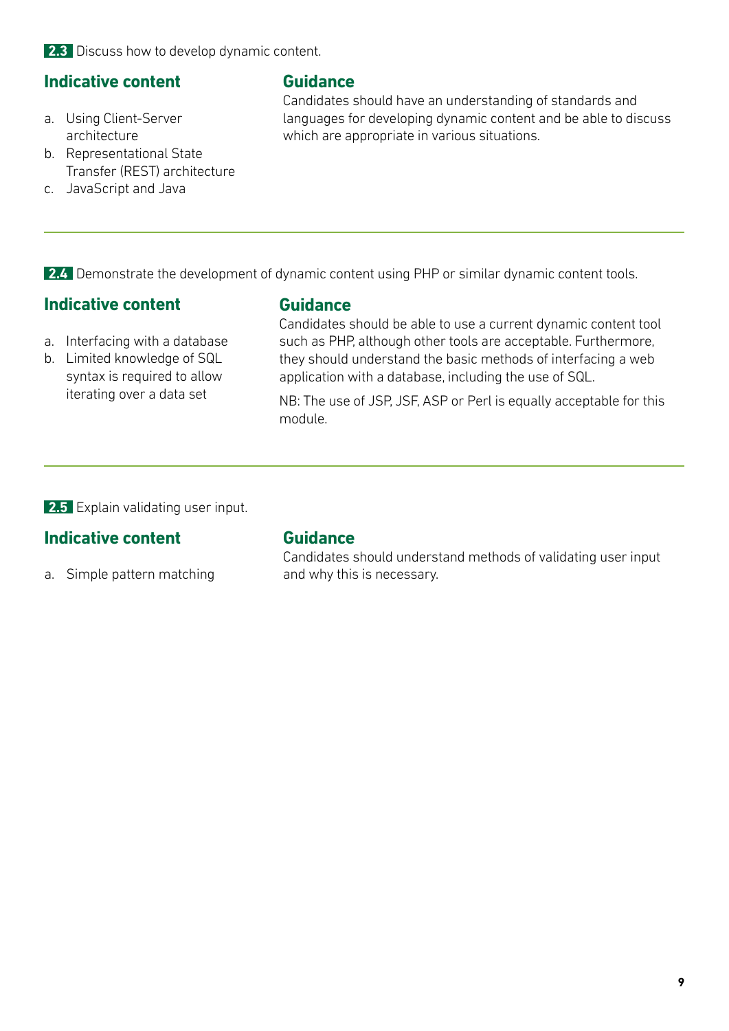**2.3** Discuss how to develop dynamic content.

### Indicative content

a. Using Client-Server architecture
b. Representational State Transfer (REST) architecture
c. JavaScript and Java

### Guidance

Candidates should have an understanding of standards and languages for developing dynamic content and be able to discuss which are appropriate in various situations.

---

**2.4** Demonstrate the development of dynamic content using PHP or similar dynamic content tools.

### Indicative content

a. Interfacing with a database
b. Limited knowledge of SQL syntax is required to allow iterating over a data set

### Guidance

Candidates should be able to use a current dynamic content tool such as PHP, although other tools are acceptable. Furthermore, they should understand the basic methods of interfacing a web application with a database, including the use of SQL.

NB: The use of JSP, JSF, ASP or Perl is equally acceptable for this module.

---

**2.5** Explain validating user input.

### Indicative content

a. Simple pattern matching

### Guidance

Candidates should understand methods of validating user input and why this is necessary.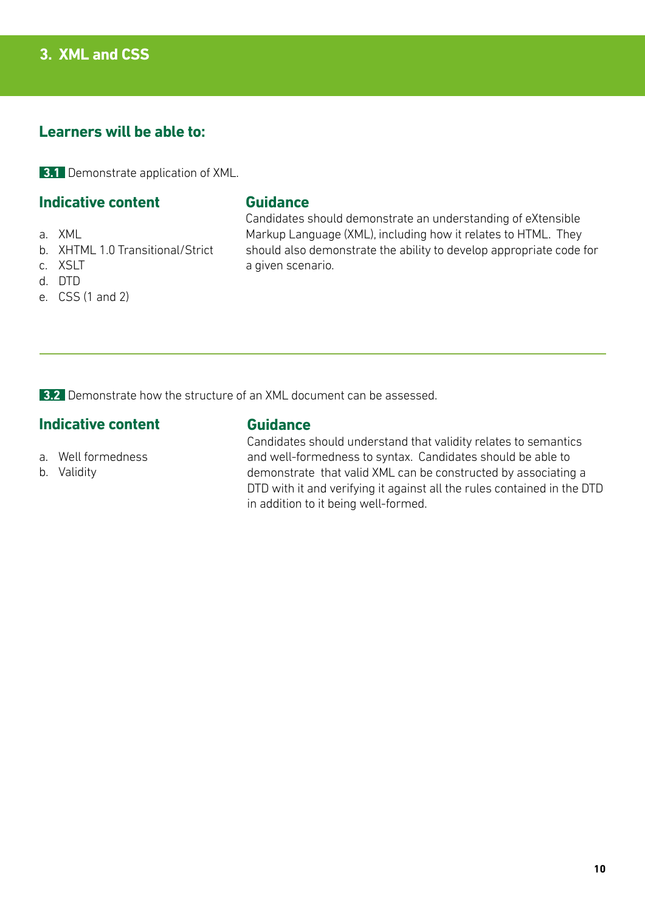# 3. XML and CSS

## Learners will be able to:

**3.1** Demonstrate application of XML.

### Indicative content

a. XML
b. XHTML 1.0 Transitional/Strict
c. XSLT
d. DTD
e. CSS (1 and 2)

### Guidance

Candidates should demonstrate an understanding of eXtensible Markup Language (XML), including how it relates to HTML. They should also demonstrate the ability to develop appropriate code for a given scenario.

---

**3.2** Demonstrate how the structure of an XML document can be assessed.

### Indicative content

a. Well formedness
b. Validity

### Guidance

Candidates should understand that validity relates to semantics and well-formedness to syntax. Candidates should be able to demonstrate that valid XML can be constructed by associating a DTD with it and verifying it against all the rules contained in the DTD in addition to it being well-formed.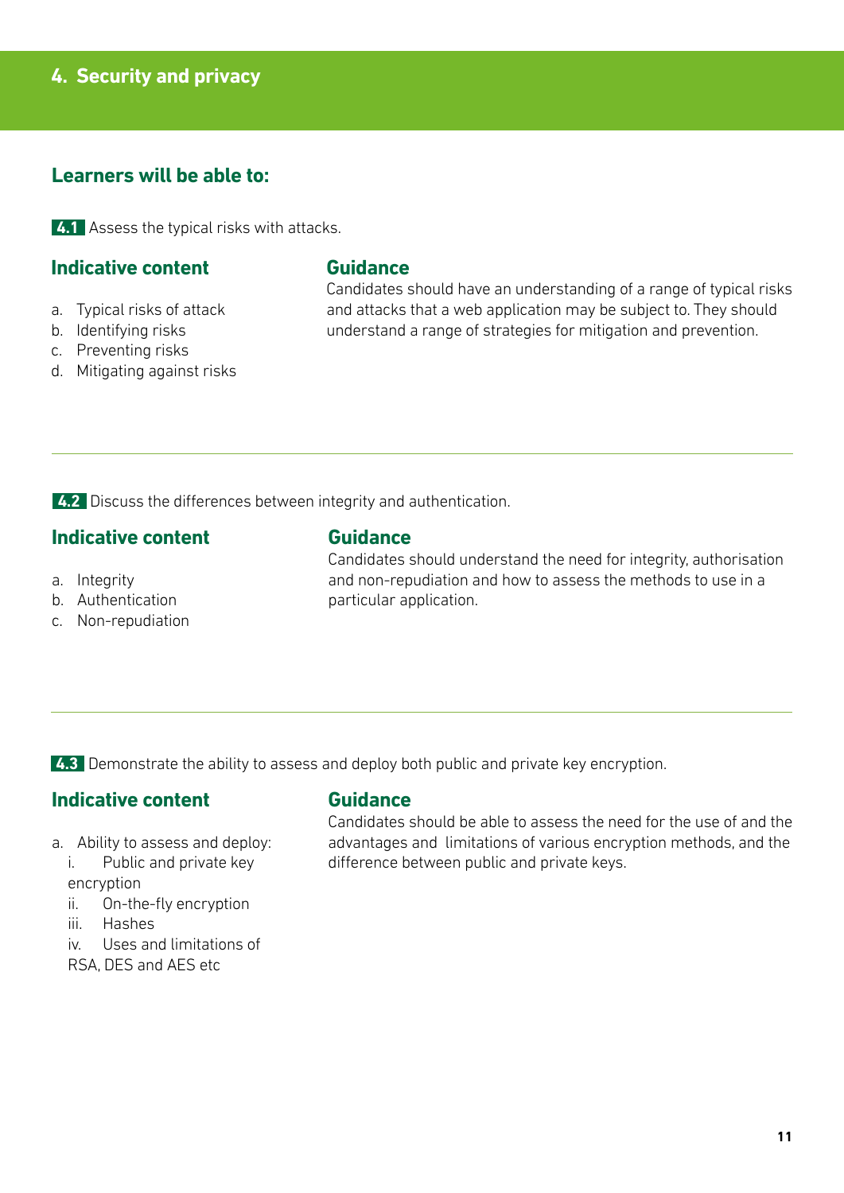## 4. Security and privacy

### Learners will be able to:

**4.1** Assess the typical risks with attacks.

#### Indicative content

a. Typical risks of attack
b. Identifying risks
c. Preventing risks
d. Mitigating against risks

#### Guidance

Candidates should have an understanding of a range of typical risks and attacks that a web application may be subject to. They should understand a range of strategies for mitigation and prevention.

---

**4.2** Discuss the differences between integrity and authentication.

#### Indicative content

a. Integrity
b. Authentication
c. Non-repudiation

#### Guidance

Candidates should understand the need for integrity, authorisation and non-repudiation and how to assess the methods to use in a particular application.

---

**4.3** Demonstrate the ability to assess and deploy both public and private key encryption.

#### Indicative content

a. Ability to assess and deploy:
   i. Public and private key encryption
   ii. On-the-fly encryption
   iii. Hashes
   iv. Uses and limitations of RSA, DES and AES etc

#### Guidance

Candidates should be able to assess the need for the use of and the advantages and limitations of various encryption methods, and the difference between public and private keys.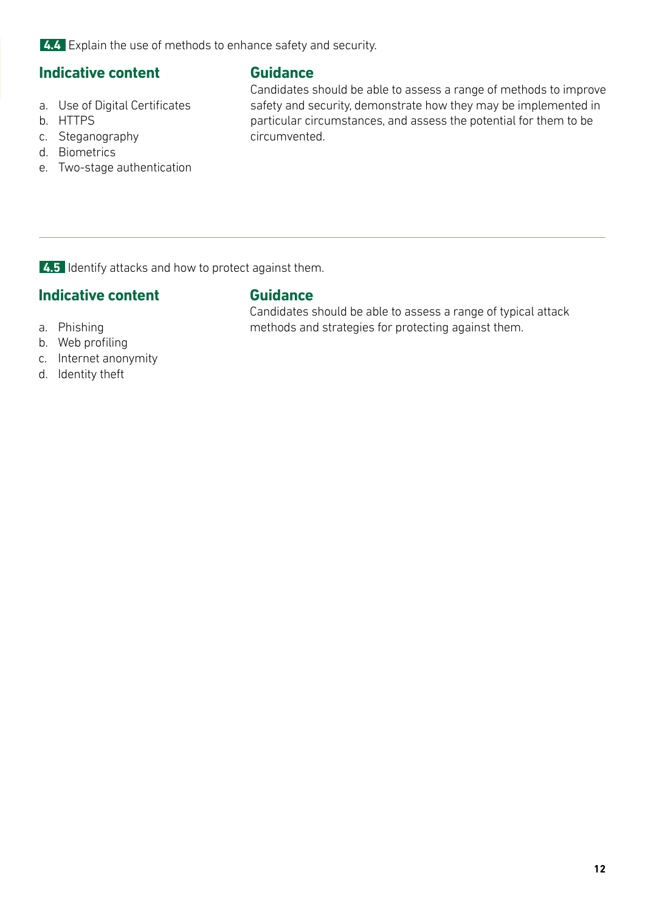**4.4** Explain the use of methods to enhance safety and security.

### Indicative content

a. Use of Digital Certificates
b. HTTPS
c. Steganography
d. Biometrics
e. Two-stage authentication

### Guidance

Candidates should be able to assess a range of methods to improve safety and security, demonstrate how they may be implemented in particular circumstances, and assess the potential for them to be circumvented.

---

**4.5** Identify attacks and how to protect against them.

### Indicative content

a. Phishing
b. Web profiling
c. Internet anonymity
d. Identity theft

### Guidance

Candidates should be able to assess a range of typical attack methods and strategies for protecting against them.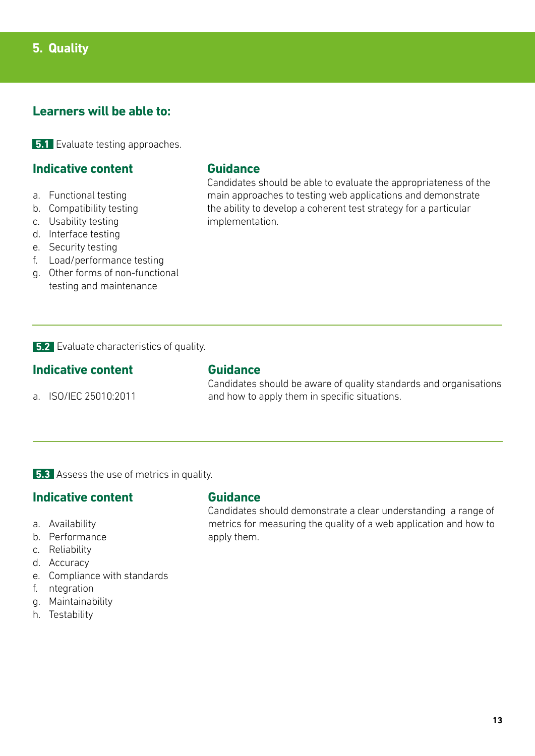# 5. Quality

## Learners will be able to:

**5.1** Evaluate testing approaches.

### Indicative content

a. Functional testing
b. Compatibility testing
c. Usability testing
d. Interface testing
e. Security testing
f. Load/performance testing
g. Other forms of non-functional testing and maintenance

### Guidance

Candidates should be able to evaluate the appropriateness of the main approaches to testing web applications and demonstrate the ability to develop a coherent test strategy for a particular implementation.

---

**5.2** Evaluate characteristics of quality.

### Indicative content

a. ISO/IEC 25010:2011

### Guidance

Candidates should be aware of quality standards and organisations and how to apply them in specific situations.

---

**5.3** Assess the use of metrics in quality.

### Indicative content

a. Availability
b. Performance
c. Reliability
d. Accuracy
e. Compliance with standards
f. ntegration
g. Maintainability
h. Testability

### Guidance

Candidates should demonstrate a clear understanding a range of metrics for measuring the quality of a web application and how to apply them.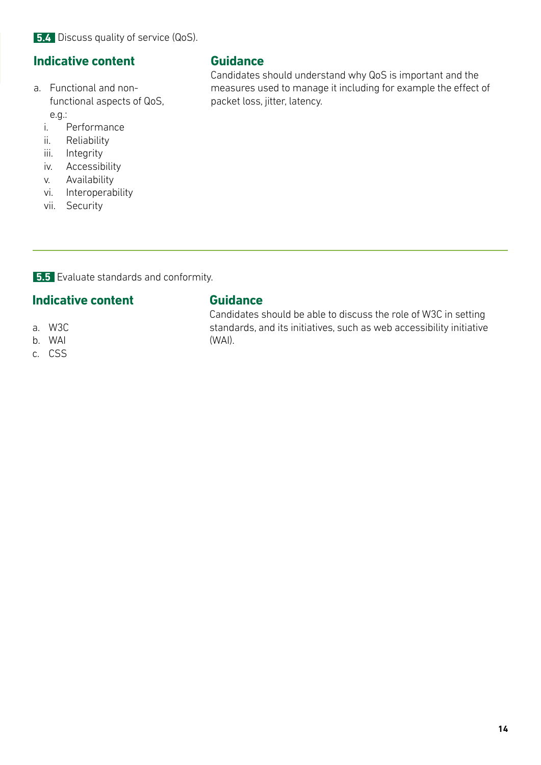**5.4** Discuss quality of service (QoS).

### Indicative content

a. Functional and non-functional aspects of QoS, e.g.:
   i. Performance
   ii. Reliability
   iii. Integrity
   iv. Accessibility
   v. Availability
   vi. Interoperability
   vii. Security

### Guidance

Candidates should understand why QoS is important and the measures used to manage it including for example the effect of packet loss, jitter, latency.

---

**5.5** Evaluate standards and conformity.

### Indicative content

a. W3C
b. WAI
c. CSS

### Guidance

Candidates should be able to discuss the role of W3C in setting standards, and its initiatives, such as web accessibility initiative (WAI).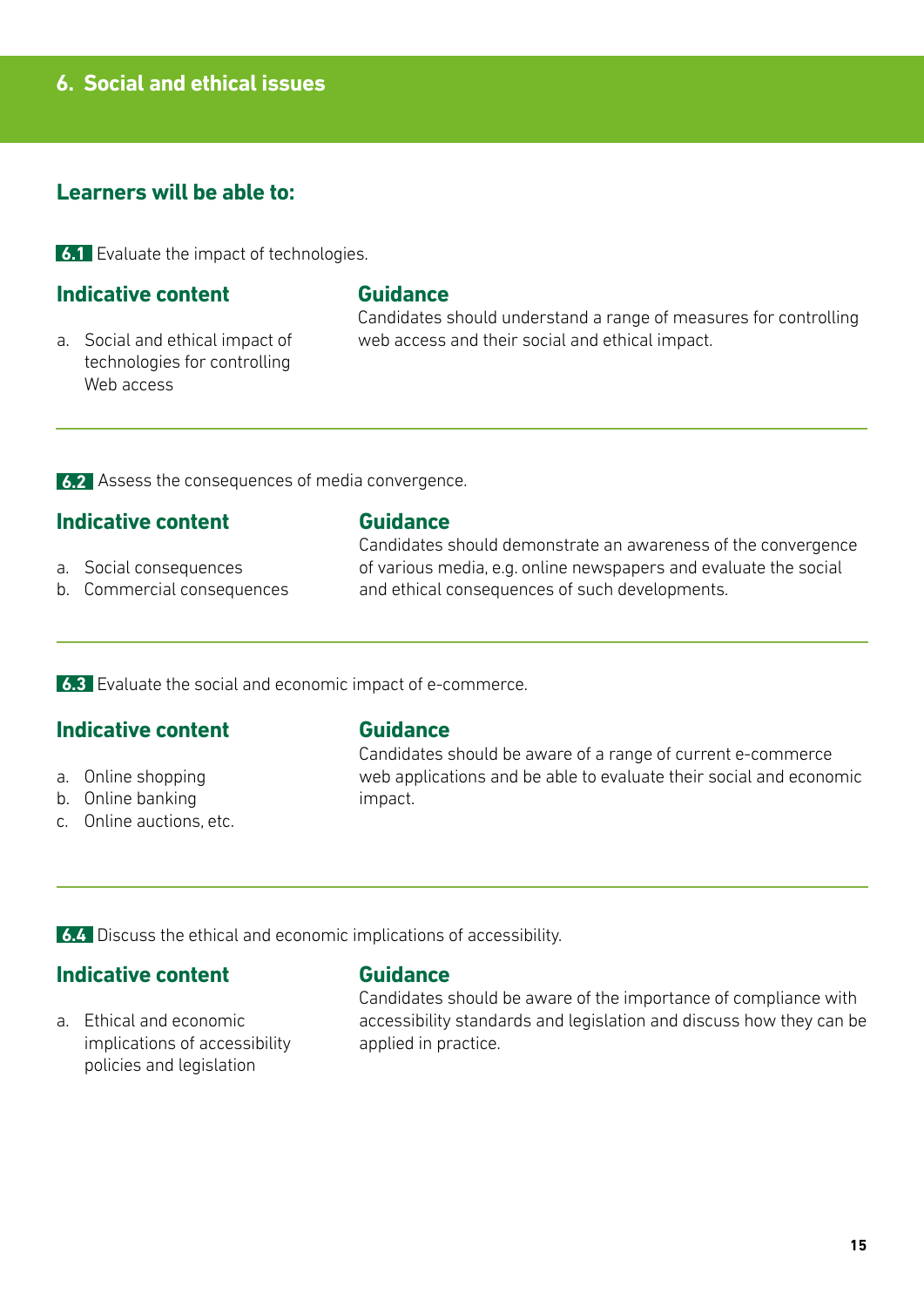# 6. Social and ethical issues

## Learners will be able to:

**6.1** Evaluate the impact of technologies.

### Indicative content

a. Social and ethical impact of technologies for controlling Web access

### Guidance

Candidates should understand a range of measures for controlling web access and their social and ethical impact.

---

**6.2** Assess the consequences of media convergence.

### Indicative content

a. Social consequences
b. Commercial consequences

### Guidance

Candidates should demonstrate an awareness of the convergence of various media, e.g. online newspapers and evaluate the social and ethical consequences of such developments.

---

**6.3** Evaluate the social and economic impact of e-commerce.

### Indicative content

a. Online shopping
b. Online banking
c. Online auctions, etc.

### Guidance

Candidates should be aware of a range of current e-commerce web applications and be able to evaluate their social and economic impact.

---

**6.4** Discuss the ethical and economic implications of accessibility.

### Indicative content

a. Ethical and economic implications of accessibility policies and legislation

### Guidance

Candidates should be aware of the importance of compliance with accessibility standards and legislation and discuss how they can be applied in practice.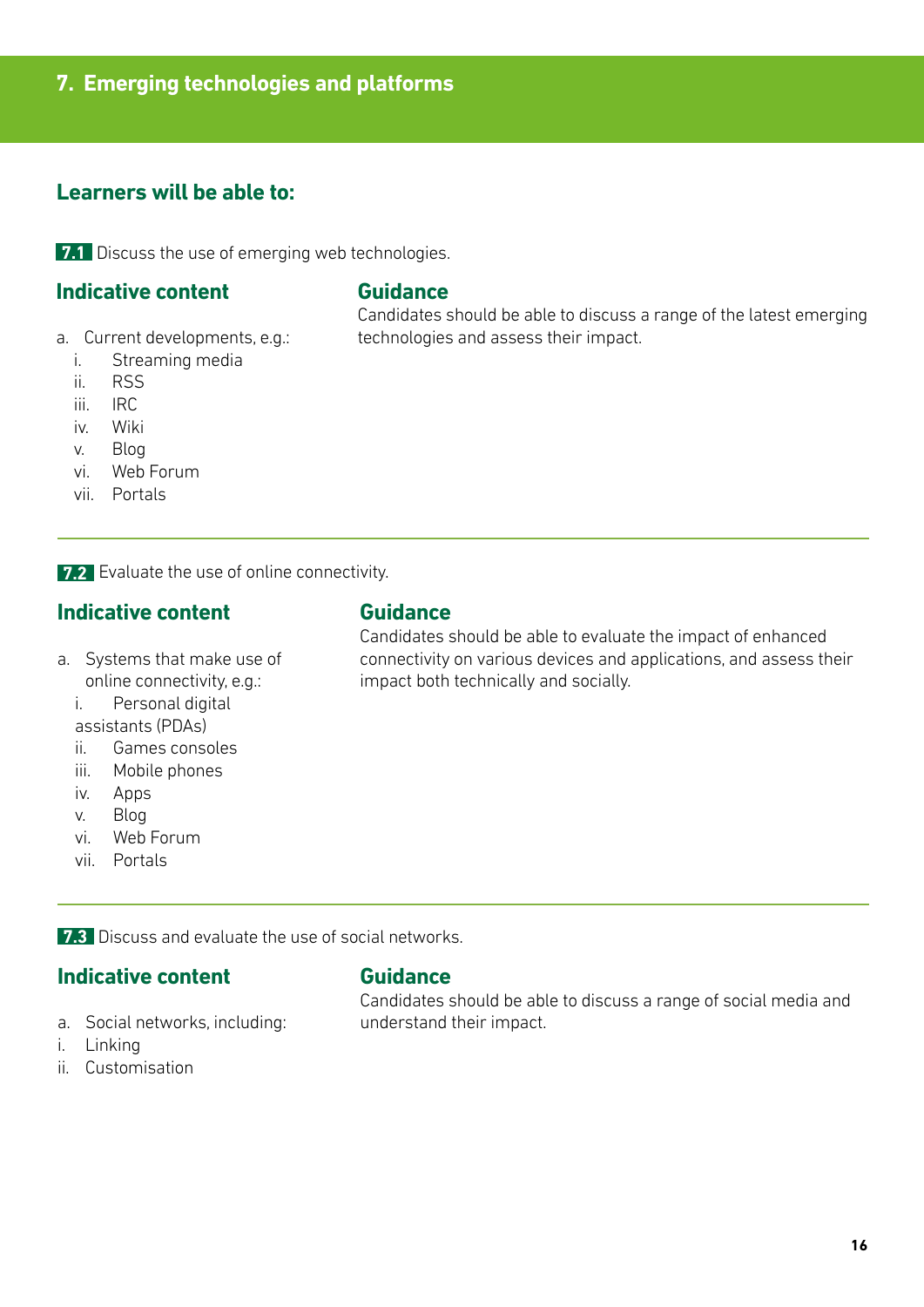## 7. Emerging technologies and platforms

### Learners will be able to:

**7.1** Discuss the use of emerging web technologies.

#### Indicative content

a. Current developments, e.g.:
   i. Streaming media
   ii. RSS
   iii. IRC
   iv. Wiki
   v. Blog
   vi. Web Forum
   vii. Portals

#### Guidance

Candidates should be able to discuss a range of the latest emerging technologies and assess their impact.

---

**7.2** Evaluate the use of online connectivity.

#### Indicative content

a. Systems that make use of online connectivity, e.g.:
   i. Personal digital assistants (PDAs)
   ii. Games consoles
   iii. Mobile phones
   iv. Apps
   v. Blog
   vi. Web Forum
   vii. Portals

#### Guidance

Candidates should be able to evaluate the impact of enhanced connectivity on various devices and applications, and assess their impact both technically and socially.

---

**7.3** Discuss and evaluate the use of social networks.

#### Indicative content

a. Social networks, including:
i. Linking
ii. Customisation

#### Guidance

Candidates should be able to discuss a range of social media and understand their impact.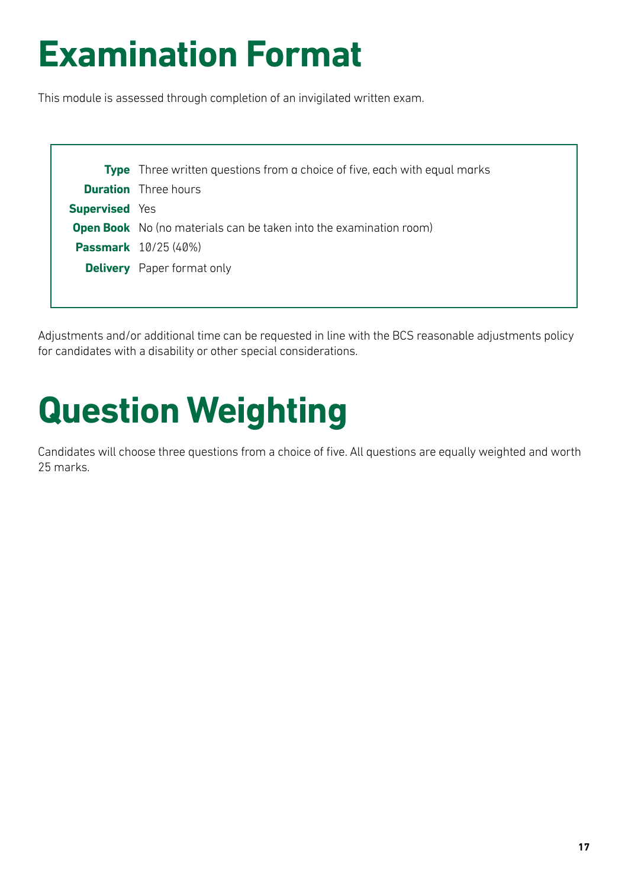# Examination Format

This module is assessed through completion of an invigilated written exam.

| | |
|---|---|
| **Type** | Three written questions from a choice of five, each with equal marks |
| **Duration** | Three hours |
| **Supervised** | Yes |
| **Open Book** | No (no materials can be taken into the examination room) |
| **Passmark** | 10/25 (40%) |
| **Delivery** | Paper format only |

Adjustments and/or additional time can be requested in line with the BCS reasonable adjustments policy for candidates with a disability or other special considerations.

# Question Weighting

Candidates will choose three questions from a choice of five. All questions are equally weighted and worth 25 marks.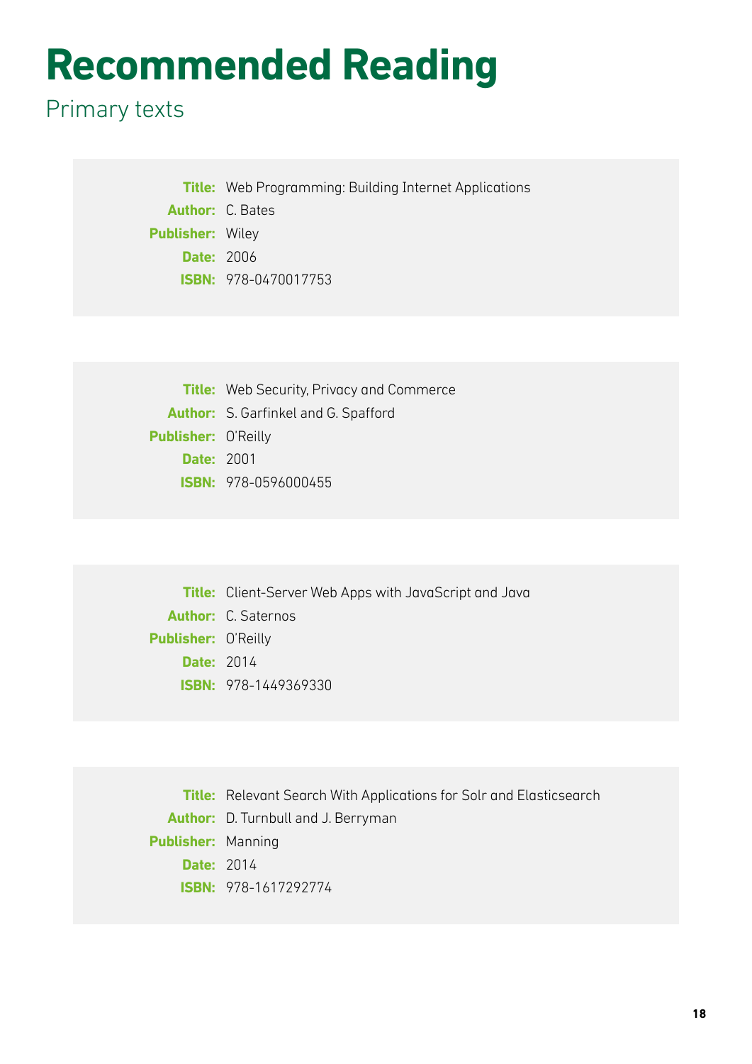# Recommended Reading

## Primary texts

**Title:** Web Programming: Building Internet Applications
**Author:** C. Bates
**Publisher:** Wiley
**Date:** 2006
**ISBN:** 978-0470017753

**Title:** Web Security, Privacy and Commerce
**Author:** S. Garfinkel and G. Spafford
**Publisher:** O'Reilly
**Date:** 2001
**ISBN:** 978-0596000455

**Title:** Client-Server Web Apps with JavaScript and Java
**Author:** C. Saternos
**Publisher:** O'Reilly
**Date:** 2014
**ISBN:** 978-1449369330

**Title:** Relevant Search With Applications for Solr and Elasticsearch
**Author:** D. Turnbull and J. Berryman
**Publisher:** Manning
**Date:** 2014
**ISBN:** 978-1617292774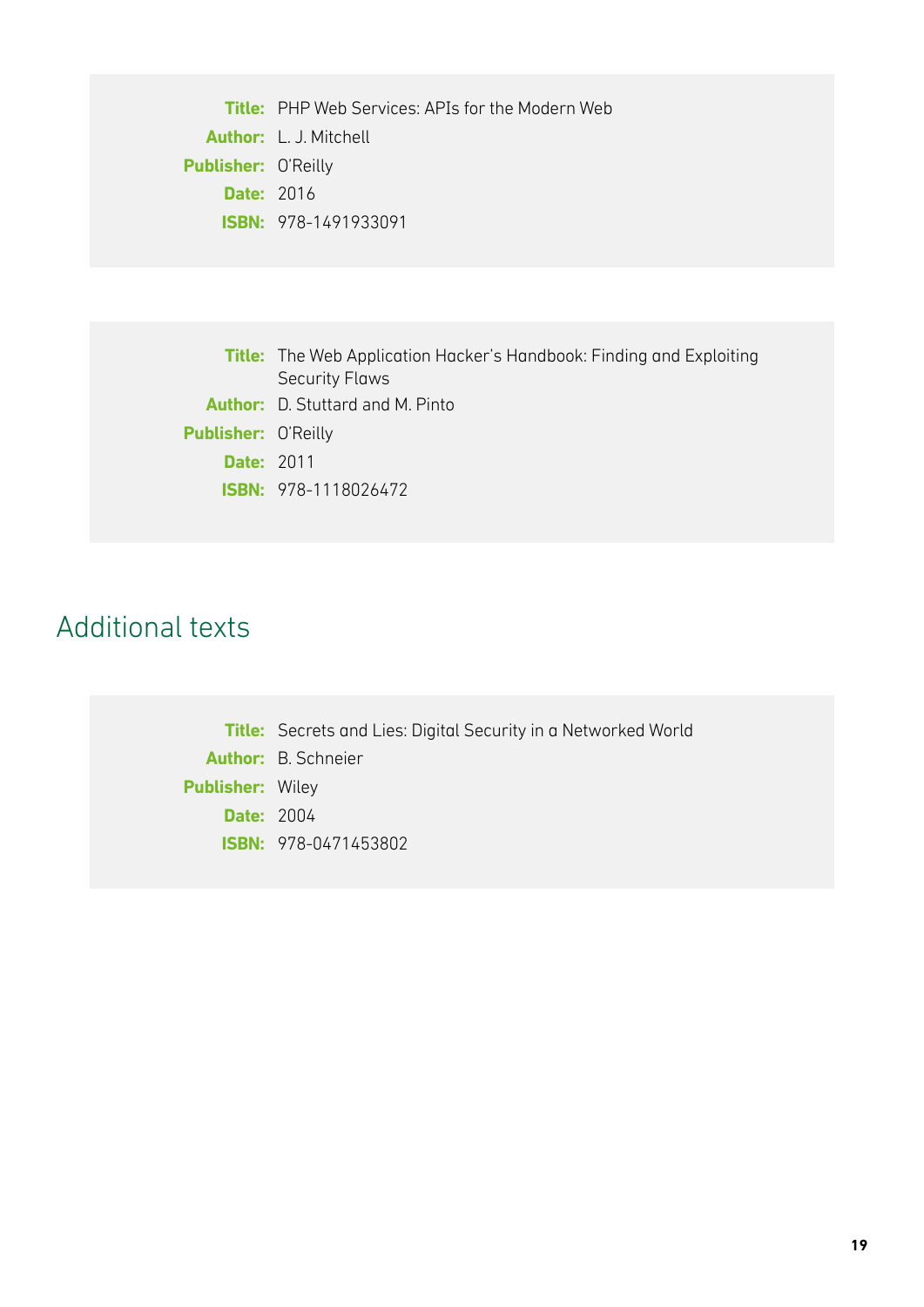**Title:** PHP Web Services: APIs for the Modern Web
**Author:** L. J. Mitchell
**Publisher:** O'Reilly
**Date:** 2016
**ISBN:** 978-1491933091

**Title:** The Web Application Hacker's Handbook: Finding and Exploiting Security Flaws
**Author:** D. Stuttard and M. Pinto
**Publisher:** O'Reilly
**Date:** 2011
**ISBN:** 978-1118026472

## Additional texts

**Title:** Secrets and Lies: Digital Security in a Networked World
**Author:** B. Schneier
**Publisher:** Wiley
**Date:** 2004
**ISBN:** 978-0471453802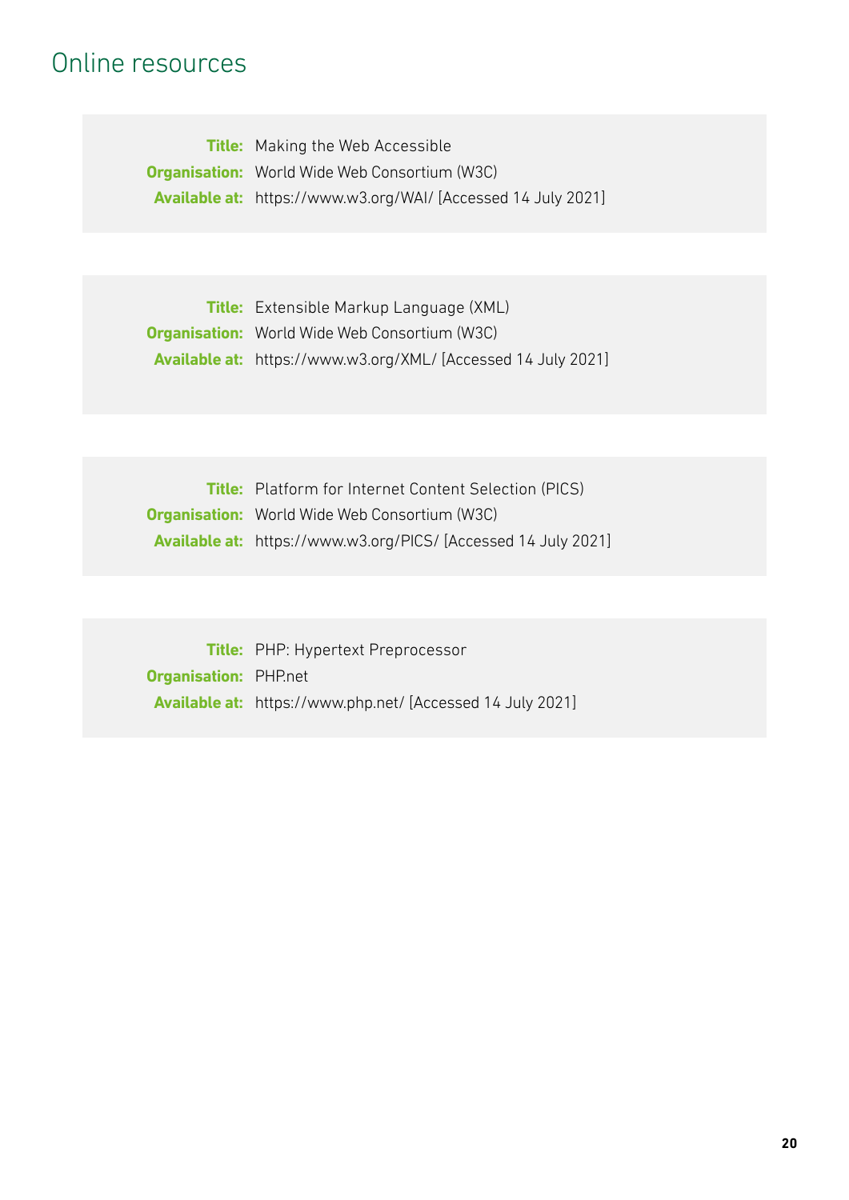# Online resources

**Title:** Making the Web Accessible
**Organisation:** World Wide Web Consortium (W3C)
**Available at:** https://www.w3.org/WAI/ [Accessed 14 July 2021]

**Title:** Extensible Markup Language (XML)
**Organisation:** World Wide Web Consortium (W3C)
**Available at:** https://www.w3.org/XML/ [Accessed 14 July 2021]

**Title:** Platform for Internet Content Selection (PICS)
**Organisation:** World Wide Web Consortium (W3C)
**Available at:** https://www.w3.org/PICS/ [Accessed 14 July 2021]

**Title:** PHP: Hypertext Preprocessor
**Organisation:** PHP.net
**Available at:** https://www.php.net/ [Accessed 14 July 2021]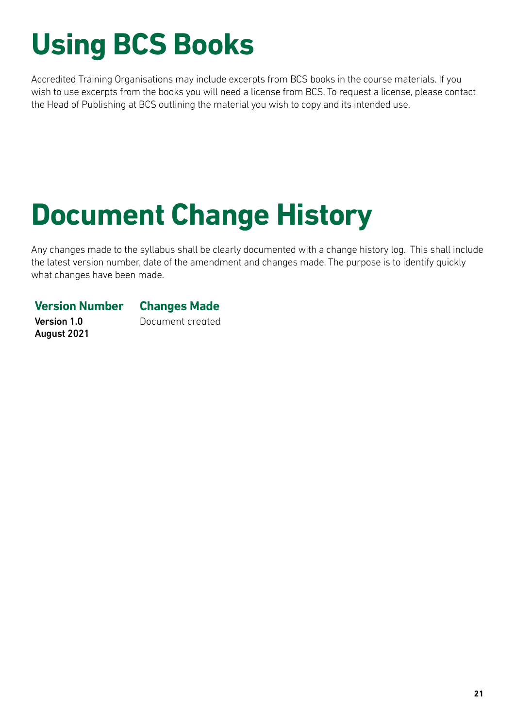# Using BCS Books

Accredited Training Organisations may include excerpts from BCS books in the course materials. If you wish to use excerpts from the books you will need a license from BCS. To request a license, please contact the Head of Publishing at BCS outlining the material you wish to copy and its intended use.

# Document Change History

Any changes made to the syllabus shall be clearly documented with a change history log. This shall include the latest version number, date of the amendment and changes made. The purpose is to identify quickly what changes have been made.

| Version Number | Changes Made |
|---|---|
| **Version 1.0 August 2021** | Document created |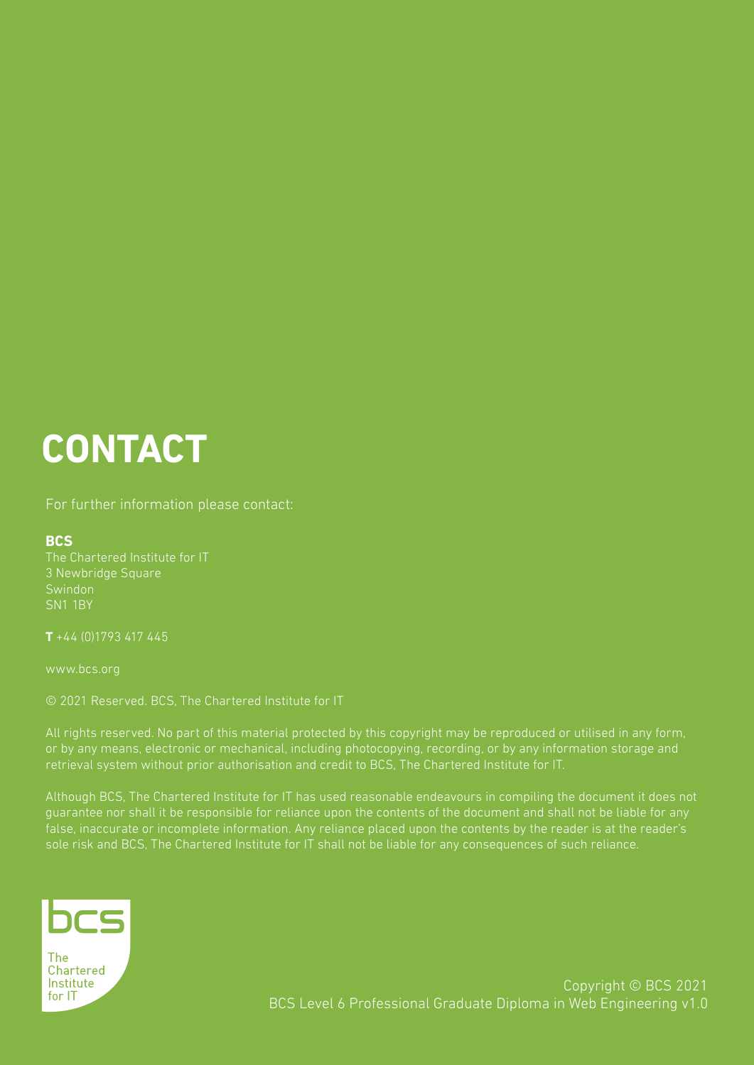# CONTACT

For further information please contact:

**BCS**
The Chartered Institute for IT
3 Newbridge Square
Swindon
SN1 1BY

**T** +44 (0)1793 417 445

www.bcs.org

© 2021 Reserved. BCS, The Chartered Institute for IT

All rights reserved. No part of this material protected by this copyright may be reproduced or utilised in any form, or by any means, electronic or mechanical, including photocopying, recording, or by any information storage and retrieval system without prior authorisation and credit to BCS, The Chartered Institute for IT.

Although BCS, The Chartered Institute for IT has used reasonable endeavours in compiling the document it does not guarantee nor shall it be responsible for reliance upon the contents of the document and shall not be liable for any false, inaccurate or incomplete information. Any reliance placed upon the contents by the reader is at the reader's sole risk and BCS, The Chartered Institute for IT shall not be liable for any consequences of such reliance.

bcs
The Chartered Institute for IT

Copyright © BCS 2021
BCS Level 6 Professional Graduate Diploma in Web Engineering v1.0